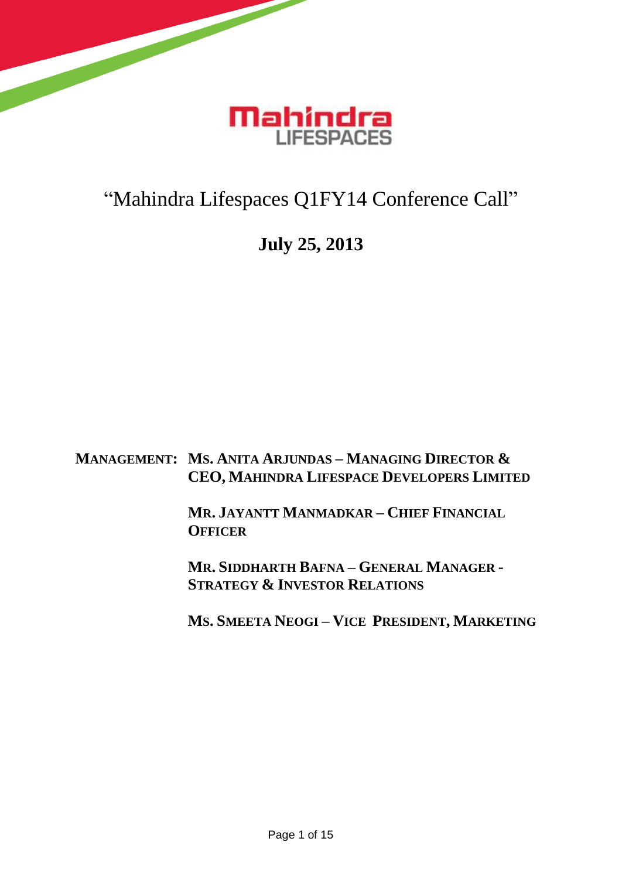# "Mahindra Lifespaces Q1FY14 Conference Call"

## July 25, 2013

**MANAGEMENT:** **MS. ANITA ARJUNDAS – MANAGING DIRECTOR & CEO, MAHINDRA LIFESPACE DEVELOPERS LIMITED**

**MR. JAYANTT MANMADKAR – CHIEF FINANCIAL OFFICER**

**MR. SIDDHARTH BAFNA – GENERAL MANAGER - STRATEGY & INVESTOR RELATIONS**

**MS. SMEETA NEOGI – VICE PRESIDENT, MARKETING**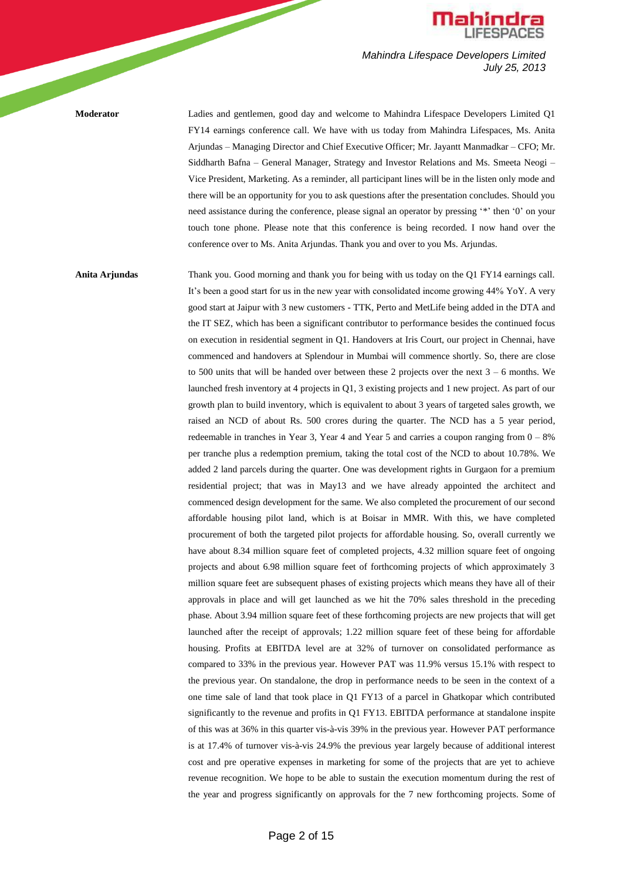**Moderator**

Ladies and gentlemen, good day and welcome to Mahindra Lifespace Developers Limited Q1 FY14 earnings conference call. We have with us today from Mahindra Lifespaces, Ms. Anita Arjundas – Managing Director and Chief Executive Officer; Mr. Jayantt Manmadkar – CFO; Mr. Siddharth Bafna – General Manager, Strategy and Investor Relations and Ms. Smeeta Neogi – Vice President, Marketing. As a reminder, all participant lines will be in the listen only mode and there will be an opportunity for you to ask questions after the presentation concludes. Should you need assistance during the conference, please signal an operator by pressing '*' then '0' on your touch tone phone. Please note that this conference is being recorded. I now hand over the conference over to Ms. Anita Arjundas. Thank you and over to you Ms. Arjundas.

**Anita Arjundas**

Thank you. Good morning and thank you for being with us today on the Q1 FY14 earnings call. It's been a good start for us in the new year with consolidated income growing 44% YoY. A very good start at Jaipur with 3 new customers - TTK, Perto and MetLife being added in the DTA and the IT SEZ, which has been a significant contributor to performance besides the continued focus on execution in residential segment in Q1. Handovers at Iris Court, our project in Chennai, have commenced and handovers at Splendour in Mumbai will commence shortly. So, there are close to 500 units that will be handed over between these 2 projects over the next 3 – 6 months. We launched fresh inventory at 4 projects in Q1, 3 existing projects and 1 new project. As part of our growth plan to build inventory, which is equivalent to about 3 years of targeted sales growth, we raised an NCD of about Rs. 500 crores during the quarter. The NCD has a 5 year period, redeemable in tranches in Year 3, Year 4 and Year 5 and carries a coupon ranging from 0 – 8% per tranche plus a redemption premium, taking the total cost of the NCD to about 10.78%. We added 2 land parcels during the quarter. One was development rights in Gurgaon for a premium residential project; that was in May13 and we have already appointed the architect and commenced design development for the same. We also completed the procurement of our second affordable housing pilot land, which is at Boisar in MMR. With this, we have completed procurement of both the targeted pilot projects for affordable housing. So, overall currently we have about 8.34 million square feet of completed projects, 4.32 million square feet of ongoing projects and about 6.98 million square feet of forthcoming projects of which approximately 3 million square feet are subsequent phases of existing projects which means they have all of their approvals in place and will get launched as we hit the 70% sales threshold in the preceding phase. About 3.94 million square feet of these forthcoming projects are new projects that will get launched after the receipt of approvals; 1.22 million square feet of these being for affordable housing. Profits at EBITDA level are at 32% of turnover on consolidated performance as compared to 33% in the previous year. However PAT was 11.9% versus 15.1% with respect to the previous year. On standalone, the drop in performance needs to be seen in the context of a one time sale of land that took place in Q1 FY13 of a parcel in Ghatkopar which contributed significantly to the revenue and profits in Q1 FY13. EBITDA performance at standalone inspite of this was at 36% in this quarter vis-à-vis 39% in the previous year. However PAT performance is at 17.4% of turnover vis-à-vis 24.9% the previous year largely because of additional interest cost and pre operative expenses in marketing for some of the projects that are yet to achieve revenue recognition. We hope to be able to sustain the execution momentum during the rest of the year and progress significantly on approvals for the 7 new forthcoming projects. Some of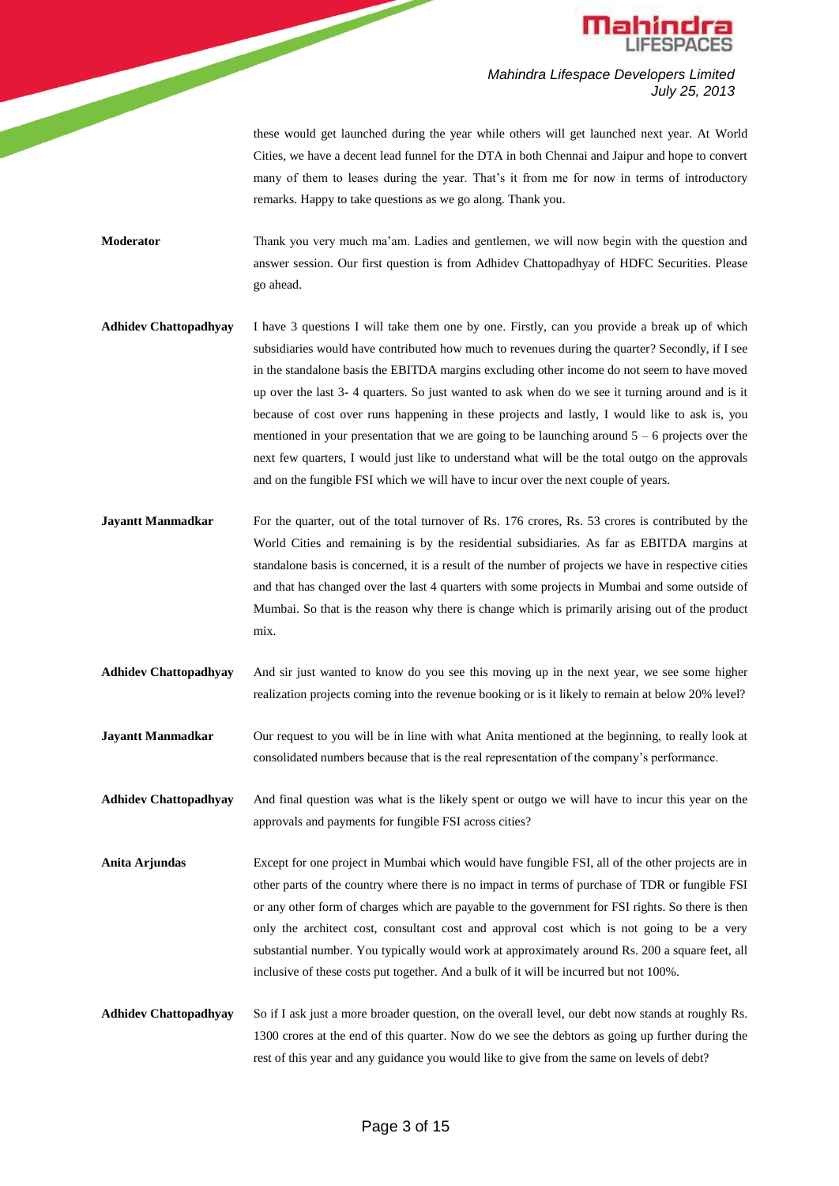these would get launched during the year while others will get launched next year. At World Cities, we have a decent lead funnel for the DTA in both Chennai and Jaipur and hope to convert many of them to leases during the year. That's it from me for now in terms of introductory remarks. Happy to take questions as we go along. Thank you.

**Moderator** Thank you very much ma'am. Ladies and gentlemen, we will now begin with the question and answer session. Our first question is from Adhidev Chattopadhyay of HDFC Securities. Please go ahead.

**Adhidev Chattopadhyay** I have 3 questions I will take them one by one. Firstly, can you provide a break up of which subsidiaries would have contributed how much to revenues during the quarter? Secondly, if I see in the standalone basis the EBITDA margins excluding other income do not seem to have moved up over the last 3- 4 quarters. So just wanted to ask when do we see it turning around and is it because of cost over runs happening in these projects and lastly, I would like to ask is, you mentioned in your presentation that we are going to be launching around 5 – 6 projects over the next few quarters, I would just like to understand what will be the total outgo on the approvals and on the fungible FSI which we will have to incur over the next couple of years.

**Jayantt Manmadkar** For the quarter, out of the total turnover of Rs. 176 crores, Rs. 53 crores is contributed by the World Cities and remaining is by the residential subsidiaries. As far as EBITDA margins at standalone basis is concerned, it is a result of the number of projects we have in respective cities and that has changed over the last 4 quarters with some projects in Mumbai and some outside of Mumbai. So that is the reason why there is change which is primarily arising out of the product mix.

**Adhidev Chattopadhyay** And sir just wanted to know do you see this moving up in the next year, we see some higher realization projects coming into the revenue booking or is it likely to remain at below 20% level?

**Jayantt Manmadkar** Our request to you will be in line with what Anita mentioned at the beginning, to really look at consolidated numbers because that is the real representation of the company's performance.

**Adhidev Chattopadhyay** And final question was what is the likely spent or outgo we will have to incur this year on the approvals and payments for fungible FSI across cities?

**Anita Arjundas** Except for one project in Mumbai which would have fungible FSI, all of the other projects are in other parts of the country where there is no impact in terms of purchase of TDR or fungible FSI or any other form of charges which are payable to the government for FSI rights. So there is then only the architect cost, consultant cost and approval cost which is not going to be a very substantial number. You typically would work at approximately around Rs. 200 a square feet, all inclusive of these costs put together. And a bulk of it will be incurred but not 100%.

**Adhidev Chattopadhyay** So if I ask just a more broader question, on the overall level, our debt now stands at roughly Rs. 1300 crores at the end of this quarter. Now do we see the debtors as going up further during the rest of this year and any guidance you would like to give from the same on levels of debt?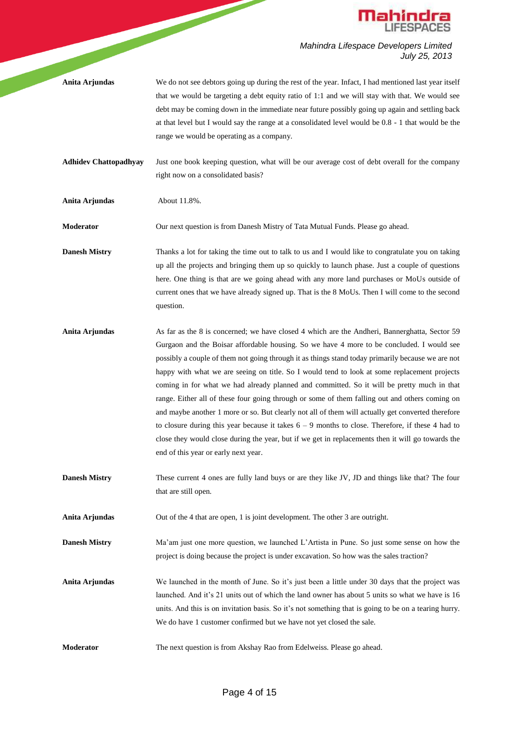**Anita Arjundas** We do not see debtors going up during the rest of the year. Infact, I had mentioned last year itself that we would be targeting a debt equity ratio of 1:1 and we will stay with that. We would see debt may be coming down in the immediate near future possibly going up again and settling back at that level but I would say the range at a consolidated level would be 0.8 - 1 that would be the range we would be operating as a company.

**Adhidev Chattopadhyay** Just one book keeping question, what will be our average cost of debt overall for the company right now on a consolidated basis?

**Anita Arjundas** About 11.8%.

**Moderator** Our next question is from Danesh Mistry of Tata Mutual Funds. Please go ahead.

**Danesh Mistry** Thanks a lot for taking the time out to talk to us and I would like to congratulate you on taking up all the projects and bringing them up so quickly to launch phase. Just a couple of questions here. One thing is that are we going ahead with any more land purchases or MoUs outside of current ones that we have already signed up. That is the 8 MoUs. Then I will come to the second question.

**Anita Arjundas** As far as the 8 is concerned; we have closed 4 which are the Andheri, Bannerghatta, Sector 59 Gurgaon and the Boisar affordable housing. So we have 4 more to be concluded. I would see possibly a couple of them not going through it as things stand today primarily because we are not happy with what we are seeing on title. So I would tend to look at some replacement projects coming in for what we had already planned and committed. So it will be pretty much in that range. Either all of these four going through or some of them falling out and others coming on and maybe another 1 more or so. But clearly not all of them will actually get converted therefore to closure during this year because it takes 6 – 9 months to close. Therefore, if these 4 had to close they would close during the year, but if we get in replacements then it will go towards the end of this year or early next year.

**Danesh Mistry** These current 4 ones are fully land buys or are they like JV, JD and things like that? The four that are still open.

**Anita Arjundas** Out of the 4 that are open, 1 is joint development. The other 3 are outright.

**Danesh Mistry** Ma'am just one more question, we launched L'Artista in Pune. So just some sense on how the project is doing because the project is under excavation. So how was the sales traction?

**Anita Arjundas** We launched in the month of June. So it's just been a little under 30 days that the project was launched. And it's 21 units out of which the land owner has about 5 units so what we have is 16 units. And this is on invitation basis. So it's not something that is going to be on a tearing hurry. We do have 1 customer confirmed but we have not yet closed the sale.

**Moderator** The next question is from Akshay Rao from Edelweiss. Please go ahead.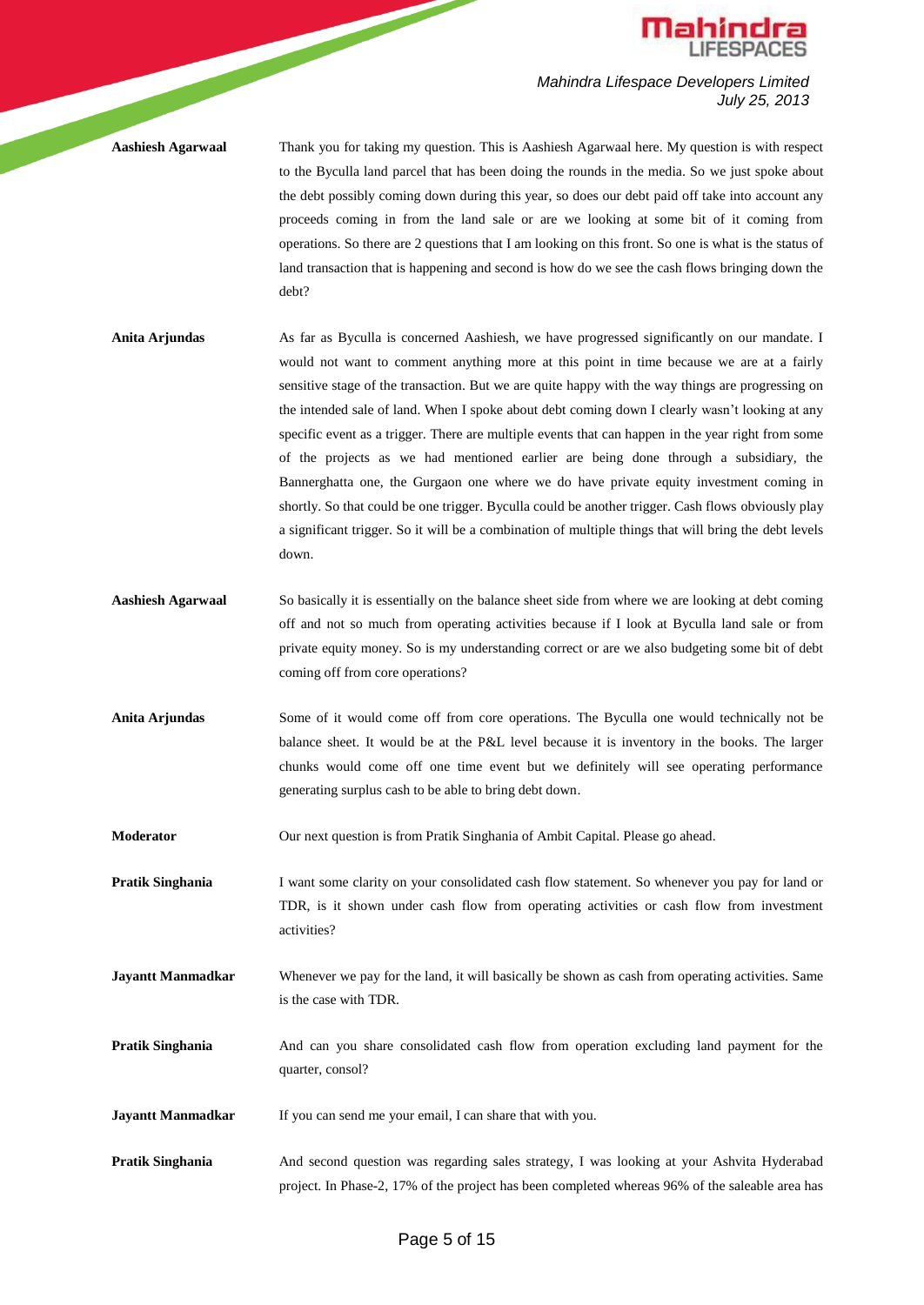**Aashiesh Agarwaal** Thank you for taking my question. This is Aashiesh Agarwaal here. My question is with respect to the Byculla land parcel that has been doing the rounds in the media. So we just spoke about the debt possibly coming down during this year, so does our debt paid off take into account any proceeds coming in from the land sale or are we looking at some bit of it coming from operations. So there are 2 questions that I am looking on this front. So one is what is the status of land transaction that is happening and second is how do we see the cash flows bringing down the debt?

**Anita Arjundas** As far as Byculla is concerned Aashiesh, we have progressed significantly on our mandate. I would not want to comment anything more at this point in time because we are at a fairly sensitive stage of the transaction. But we are quite happy with the way things are progressing on the intended sale of land. When I spoke about debt coming down I clearly wasn't looking at any specific event as a trigger. There are multiple events that can happen in the year right from some of the projects as we had mentioned earlier are being done through a subsidiary, the Bannerghatta one, the Gurgaon one where we do have private equity investment coming in shortly. So that could be one trigger. Byculla could be another trigger. Cash flows obviously play a significant trigger. So it will be a combination of multiple things that will bring the debt levels down.

**Aashiesh Agarwaal** So basically it is essentially on the balance sheet side from where we are looking at debt coming off and not so much from operating activities because if I look at Byculla land sale or from private equity money. So is my understanding correct or are we also budgeting some bit of debt coming off from core operations?

**Anita Arjundas** Some of it would come off from core operations. The Byculla one would technically not be balance sheet. It would be at the P&L level because it is inventory in the books. The larger chunks would come off one time event but we definitely will see operating performance generating surplus cash to be able to bring debt down.

**Moderator** Our next question is from Pratik Singhania of Ambit Capital. Please go ahead.

**Pratik Singhania** I want some clarity on your consolidated cash flow statement. So whenever you pay for land or TDR, is it shown under cash flow from operating activities or cash flow from investment activities?

**Jayantt Manmadkar** Whenever we pay for the land, it will basically be shown as cash from operating activities. Same is the case with TDR.

**Pratik Singhania** And can you share consolidated cash flow from operation excluding land payment for the quarter, consol?

**Jayantt Manmadkar** If you can send me your email, I can share that with you.

**Pratik Singhania** And second question was regarding sales strategy, I was looking at your Ashvita Hyderabad project. In Phase-2, 17% of the project has been completed whereas 96% of the saleable area has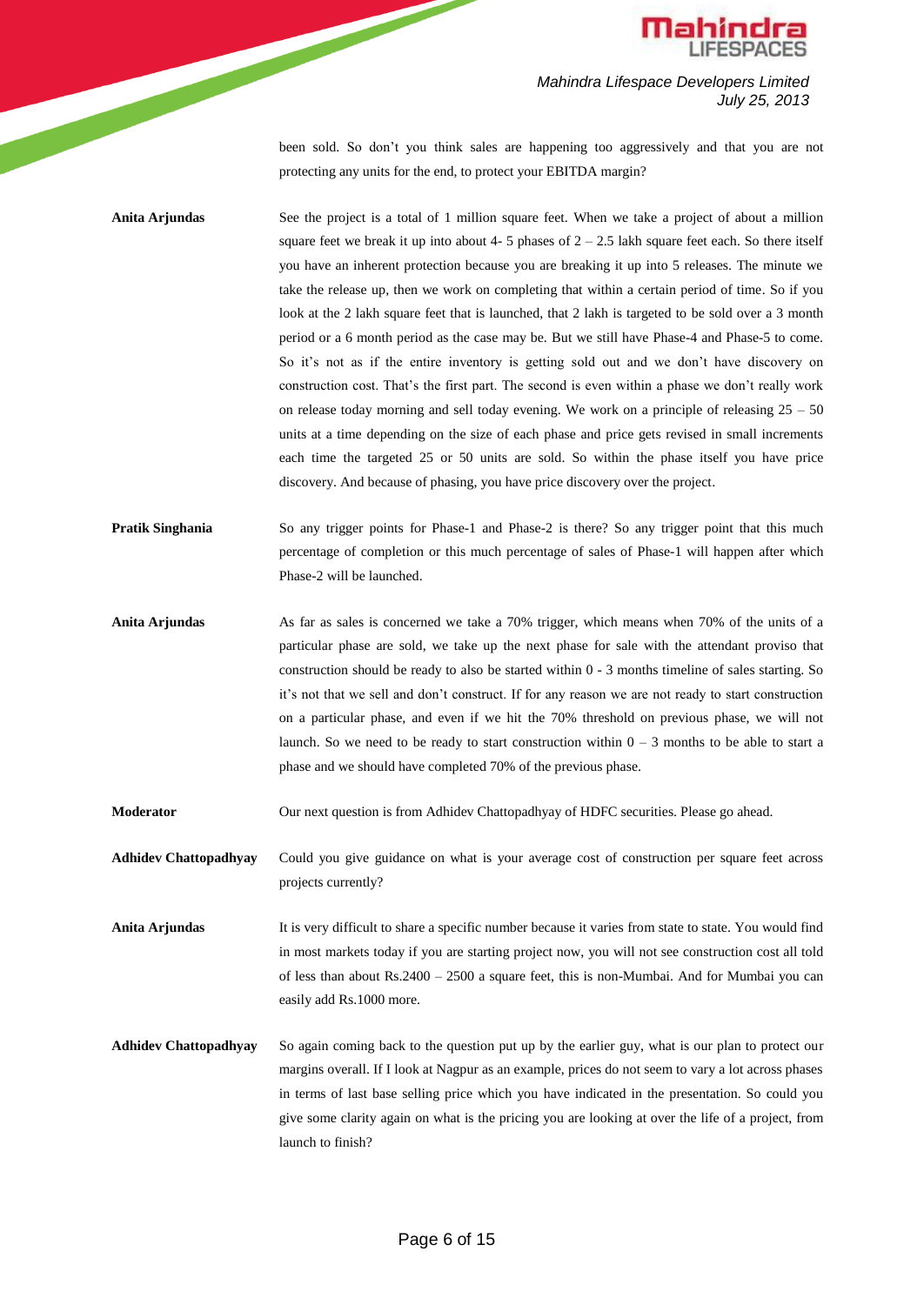been sold. So don't you think sales are happening too aggressively and that you are not protecting any units for the end, to protect your EBITDA margin?

**Anita Arjundas**: See the project is a total of 1 million square feet. When we take a project of about a million square feet we break it up into about 4- 5 phases of 2 – 2.5 lakh square feet each. So there itself you have an inherent protection because you are breaking it up into 5 releases. The minute we take the release up, then we work on completing that within a certain period of time. So if you look at the 2 lakh square feet that is launched, that 2 lakh is targeted to be sold over a 3 month period or a 6 month period as the case may be. But we still have Phase-4 and Phase-5 to come. So it's not as if the entire inventory is getting sold out and we don't have discovery on construction cost. That's the first part. The second is even within a phase we don't really work on release today morning and sell today evening. We work on a principle of releasing 25 – 50 units at a time depending on the size of each phase and price gets revised in small increments each time the targeted 25 or 50 units are sold. So within the phase itself you have price discovery. And because of phasing, you have price discovery over the project.

**Pratik Singhania**: So any trigger points for Phase-1 and Phase-2 is there? So any trigger point that this much percentage of completion or this much percentage of sales of Phase-1 will happen after which Phase-2 will be launched.

**Anita Arjundas**: As far as sales is concerned we take a 70% trigger, which means when 70% of the units of a particular phase are sold, we take up the next phase for sale with the attendant proviso that construction should be ready to also be started within 0 - 3 months timeline of sales starting. So it's not that we sell and don't construct. If for any reason we are not ready to start construction on a particular phase, and even if we hit the 70% threshold on previous phase, we will not launch. So we need to be ready to start construction within 0 – 3 months to be able to start a phase and we should have completed 70% of the previous phase.

**Moderator**: Our next question is from Adhidev Chattopadhyay of HDFC securities. Please go ahead.

**Adhidev Chattopadhyay**: Could you give guidance on what is your average cost of construction per square feet across projects currently?

**Anita Arjundas**: It is very difficult to share a specific number because it varies from state to state. You would find in most markets today if you are starting project now, you will not see construction cost all told of less than about Rs.2400 – 2500 a square feet, this is non-Mumbai. And for Mumbai you can easily add Rs.1000 more.

**Adhidev Chattopadhyay**: So again coming back to the question put up by the earlier guy, what is our plan to protect our margins overall. If I look at Nagpur as an example, prices do not seem to vary a lot across phases in terms of last base selling price which you have indicated in the presentation. So could you give some clarity again on what is the pricing you are looking at over the life of a project, from launch to finish?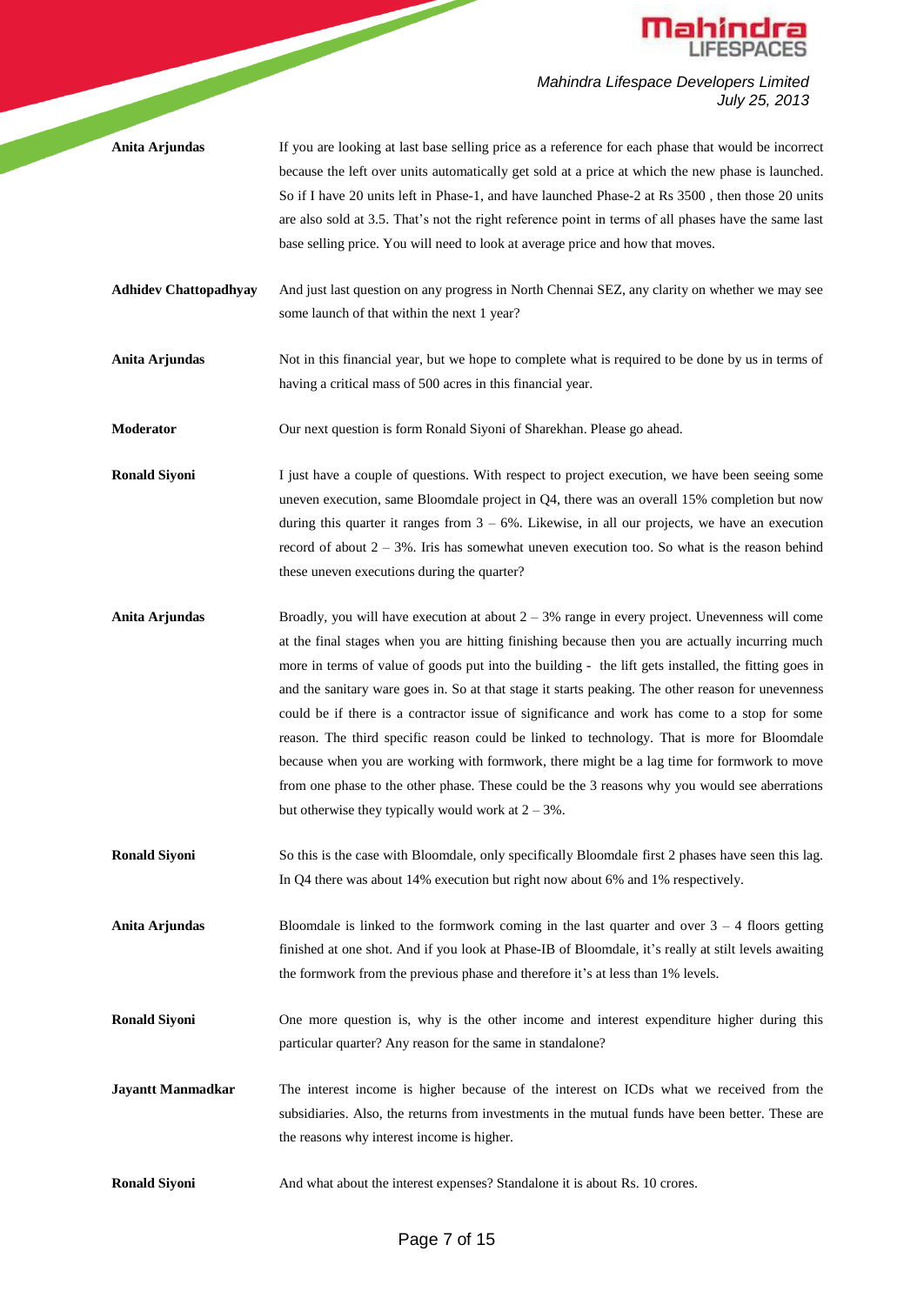**Anita Arjundas** If you are looking at last base selling price as a reference for each phase that would be incorrect because the left over units automatically get sold at a price at which the new phase is launched. So if I have 20 units left in Phase-1, and have launched Phase-2 at Rs 3500 , then those 20 units are also sold at 3.5. That's not the right reference point in terms of all phases have the same last base selling price. You will need to look at average price and how that moves.

**Adhidev Chattopadhyay** And just last question on any progress in North Chennai SEZ, any clarity on whether we may see some launch of that within the next 1 year?

**Anita Arjundas** Not in this financial year, but we hope to complete what is required to be done by us in terms of having a critical mass of 500 acres in this financial year.

**Moderator** Our next question is form Ronald Siyoni of Sharekhan. Please go ahead.

**Ronald Siyoni** I just have a couple of questions. With respect to project execution, we have been seeing some uneven execution, same Bloomdale project in Q4, there was an overall 15% completion but now during this quarter it ranges from 3 – 6%. Likewise, in all our projects, we have an execution record of about 2 – 3%. Iris has somewhat uneven execution too. So what is the reason behind these uneven executions during the quarter?

**Anita Arjundas** Broadly, you will have execution at about 2 – 3% range in every project. Unevenness will come at the final stages when you are hitting finishing because then you are actually incurring much more in terms of value of goods put into the building - the lift gets installed, the fitting goes in and the sanitary ware goes in. So at that stage it starts peaking. The other reason for unevenness could be if there is a contractor issue of significance and work has come to a stop for some reason. The third specific reason could be linked to technology. That is more for Bloomdale because when you are working with formwork, there might be a lag time for formwork to move from one phase to the other phase. These could be the 3 reasons why you would see aberrations but otherwise they typically would work at 2 – 3%.

**Ronald Siyoni** So this is the case with Bloomdale, only specifically Bloomdale first 2 phases have seen this lag. In Q4 there was about 14% execution but right now about 6% and 1% respectively.

**Anita Arjundas** Bloomdale is linked to the formwork coming in the last quarter and over 3 – 4 floors getting finished at one shot. And if you look at Phase-IB of Bloomdale, it's really at stilt levels awaiting the formwork from the previous phase and therefore it's at less than 1% levels.

**Ronald Siyoni** One more question is, why is the other income and interest expenditure higher during this particular quarter? Any reason for the same in standalone?

**Jayantt Manmadkar** The interest income is higher because of the interest on ICDs what we received from the subsidiaries. Also, the returns from investments in the mutual funds have been better. These are the reasons why interest income is higher.

**Ronald Siyoni** And what about the interest expenses? Standalone it is about Rs. 10 crores.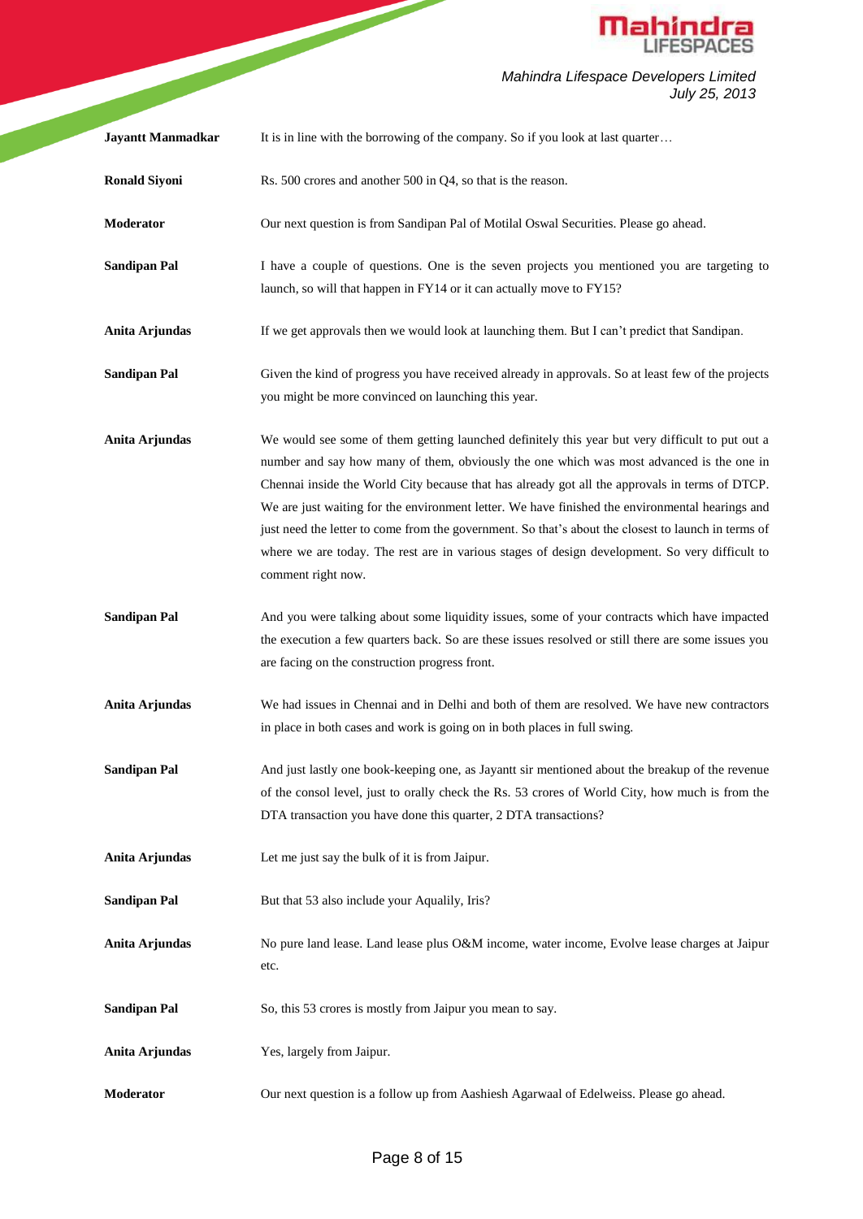**Jayantt Manmadkar** It is in line with the borrowing of the company. So if you look at last quarter…

**Ronald Siyoni** Rs. 500 crores and another 500 in Q4, so that is the reason.

**Moderator** Our next question is from Sandipan Pal of Motilal Oswal Securities. Please go ahead.

**Sandipan Pal** I have a couple of questions. One is the seven projects you mentioned you are targeting to launch, so will that happen in FY14 or it can actually move to FY15?

**Anita Arjundas** If we get approvals then we would look at launching them. But I can't predict that Sandipan.

**Sandipan Pal** Given the kind of progress you have received already in approvals. So at least few of the projects you might be more convinced on launching this year.

**Anita Arjundas** We would see some of them getting launched definitely this year but very difficult to put out a number and say how many of them, obviously the one which was most advanced is the one in Chennai inside the World City because that has already got all the approvals in terms of DTCP. We are just waiting for the environment letter. We have finished the environmental hearings and just need the letter to come from the government. So that's about the closest to launch in terms of where we are today. The rest are in various stages of design development. So very difficult to comment right now.

**Sandipan Pal** And you were talking about some liquidity issues, some of your contracts which have impacted the execution a few quarters back. So are these issues resolved or still there are some issues you are facing on the construction progress front.

**Anita Arjundas** We had issues in Chennai and in Delhi and both of them are resolved. We have new contractors in place in both cases and work is going on in both places in full swing.

**Sandipan Pal** And just lastly one book-keeping one, as Jayantt sir mentioned about the breakup of the revenue of the consol level, just to orally check the Rs. 53 crores of World City, how much is from the DTA transaction you have done this quarter, 2 DTA transactions?

**Anita Arjundas** Let me just say the bulk of it is from Jaipur.

**Sandipan Pal** But that 53 also include your Aqually, Iris?

**Anita Arjundas** No pure land lease. Land lease plus O&M income, water income, Evolve lease charges at Jaipur etc.

**Sandipan Pal** So, this 53 crores is mostly from Jaipur you mean to say.

**Anita Arjundas** Yes, largely from Jaipur.

**Moderator** Our next question is a follow up from Aashiesh Agarwaal of Edelweiss. Please go ahead.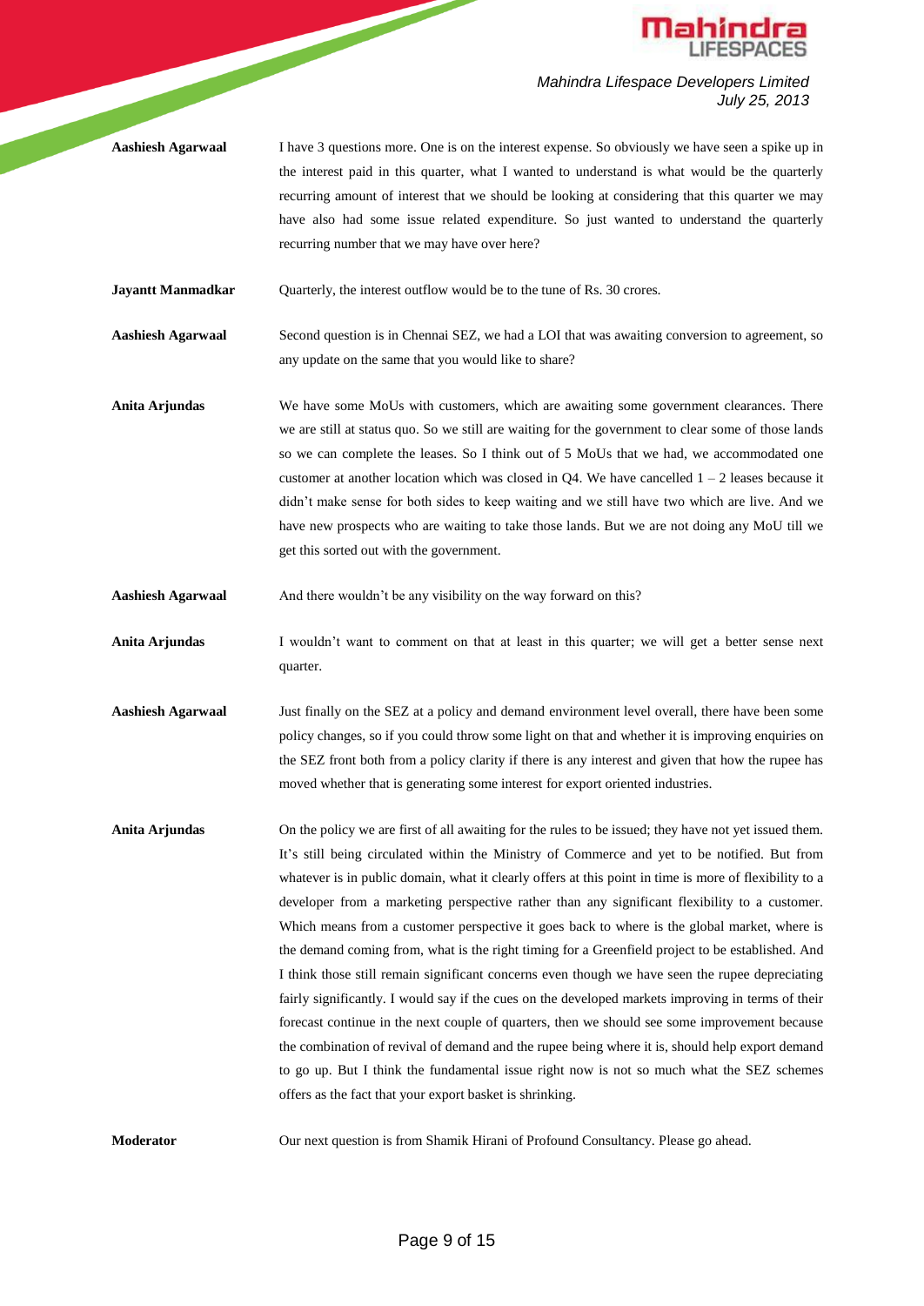**Aashiesh Agarwaal** I have 3 questions more. One is on the interest expense. So obviously we have seen a spike up in the interest paid in this quarter, what I wanted to understand is what would be the quarterly recurring amount of interest that we should be looking at considering that this quarter we may have also had some issue related expenditure. So just wanted to understand the quarterly recurring number that we may have over here?

**Jayantt Manmadkar** Quarterly, the interest outflow would be to the tune of Rs. 30 crores.

**Aashiesh Agarwaal** Second question is in Chennai SEZ, we had a LOI that was awaiting conversion to agreement, so any update on the same that you would like to share?

**Anita Arjundas** We have some MoUs with customers, which are awaiting some government clearances. There we are still at status quo. So we still are waiting for the government to clear some of those lands so we can complete the leases. So I think out of 5 MoUs that we had, we accommodated one customer at another location which was closed in Q4. We have cancelled 1 – 2 leases because it didn't make sense for both sides to keep waiting and we still have two which are live. And we have new prospects who are waiting to take those lands. But we are not doing any MoU till we get this sorted out with the government.

**Aashiesh Agarwaal** And there wouldn't be any visibility on the way forward on this?

**Anita Arjundas** I wouldn't want to comment on that at least in this quarter; we will get a better sense next quarter.

**Aashiesh Agarwaal** Just finally on the SEZ at a policy and demand environment level overall, there have been some policy changes, so if you could throw some light on that and whether it is improving enquiries on the SEZ front both from a policy clarity if there is any interest and given that how the rupee has moved whether that is generating some interest for export oriented industries.

**Anita Arjundas** On the policy we are first of all awaiting for the rules to be issued; they have not yet issued them. It's still being circulated within the Ministry of Commerce and yet to be notified. But from whatever is in public domain, what it clearly offers at this point in time is more of flexibility to a developer from a marketing perspective rather than any significant flexibility to a customer. Which means from a customer perspective it goes back to where is the global market, where is the demand coming from, what is the right timing for a Greenfield project to be established. And I think those still remain significant concerns even though we have seen the rupee depreciating fairly significantly. I would say if the cues on the developed markets improving in terms of their forecast continue in the next couple of quarters, then we should see some improvement because the combination of revival of demand and the rupee being where it is, should help export demand to go up. But I think the fundamental issue right now is not so much what the SEZ schemes offers as the fact that your export basket is shrinking.

**Moderator** Our next question is from Shamik Hirani of Profound Consultancy. Please go ahead.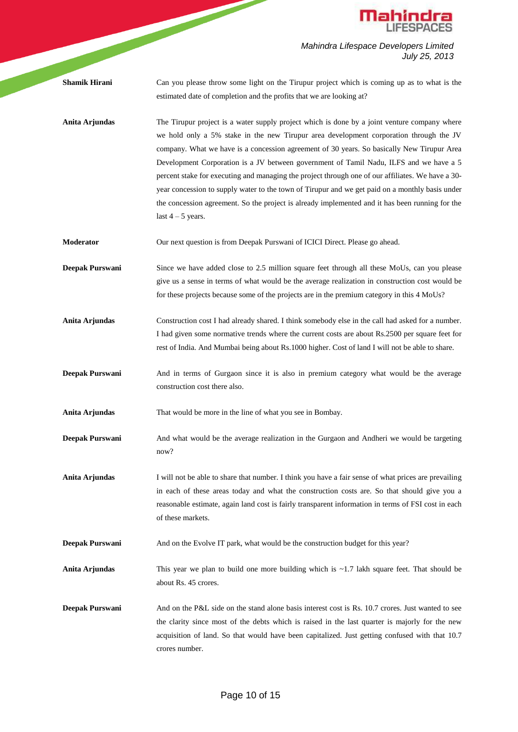**Shamik Hirani** Can you please throw some light on the Tirupur project which is coming up as to what is the estimated date of completion and the profits that we are looking at?

**Anita Arjundas** The Tirupur project is a water supply project which is done by a joint venture company where we hold only a 5% stake in the new Tirupur area development corporation through the JV company. What we have is a concession agreement of 30 years. So basically New Tirupur Area Development Corporation is a JV between government of Tamil Nadu, ILFS and we have a 5 percent stake for executing and managing the project through one of our affiliates. We have a 30-year concession to supply water to the town of Tirupur and we get paid on a monthly basis under the concession agreement. So the project is already implemented and it has been running for the last 4 – 5 years.

**Moderator** Our next question is from Deepak Purswani of ICICI Direct. Please go ahead.

**Deepak Purswani** Since we have added close to 2.5 million square feet through all these MoUs, can you please give us a sense in terms of what would be the average realization in construction cost would be for these projects because some of the projects are in the premium category in this 4 MoUs?

**Anita Arjundas** Construction cost I had already shared. I think somebody else in the call had asked for a number. I had given some normative trends where the current costs are about Rs.2500 per square feet for rest of India. And Mumbai being about Rs.1000 higher. Cost of land I will not be able to share.

**Deepak Purswani** And in terms of Gurgaon since it is also in premium category what would be the average construction cost there also.

**Anita Arjundas** That would be more in the line of what you see in Bombay.

**Deepak Purswani** And what would be the average realization in the Gurgaon and Andheri we would be targeting now?

**Anita Arjundas** I will not be able to share that number. I think you have a fair sense of what prices are prevailing in each of these areas today and what the construction costs are. So that should give you a reasonable estimate, again land cost is fairly transparent information in terms of FSI cost in each of these markets.

**Deepak Purswani** And on the Evolve IT park, what would be the construction budget for this year?

**Anita Arjundas** This year we plan to build one more building which is ~1.7 lakh square feet. That should be about Rs. 45 crores.

**Deepak Purswani** And on the P&L side on the stand alone basis interest cost is Rs. 10.7 crores. Just wanted to see the clarity since most of the debts which is raised in the last quarter is majorly for the new acquisition of land. So that would have been capitalized. Just getting confused with that 10.7 crores number.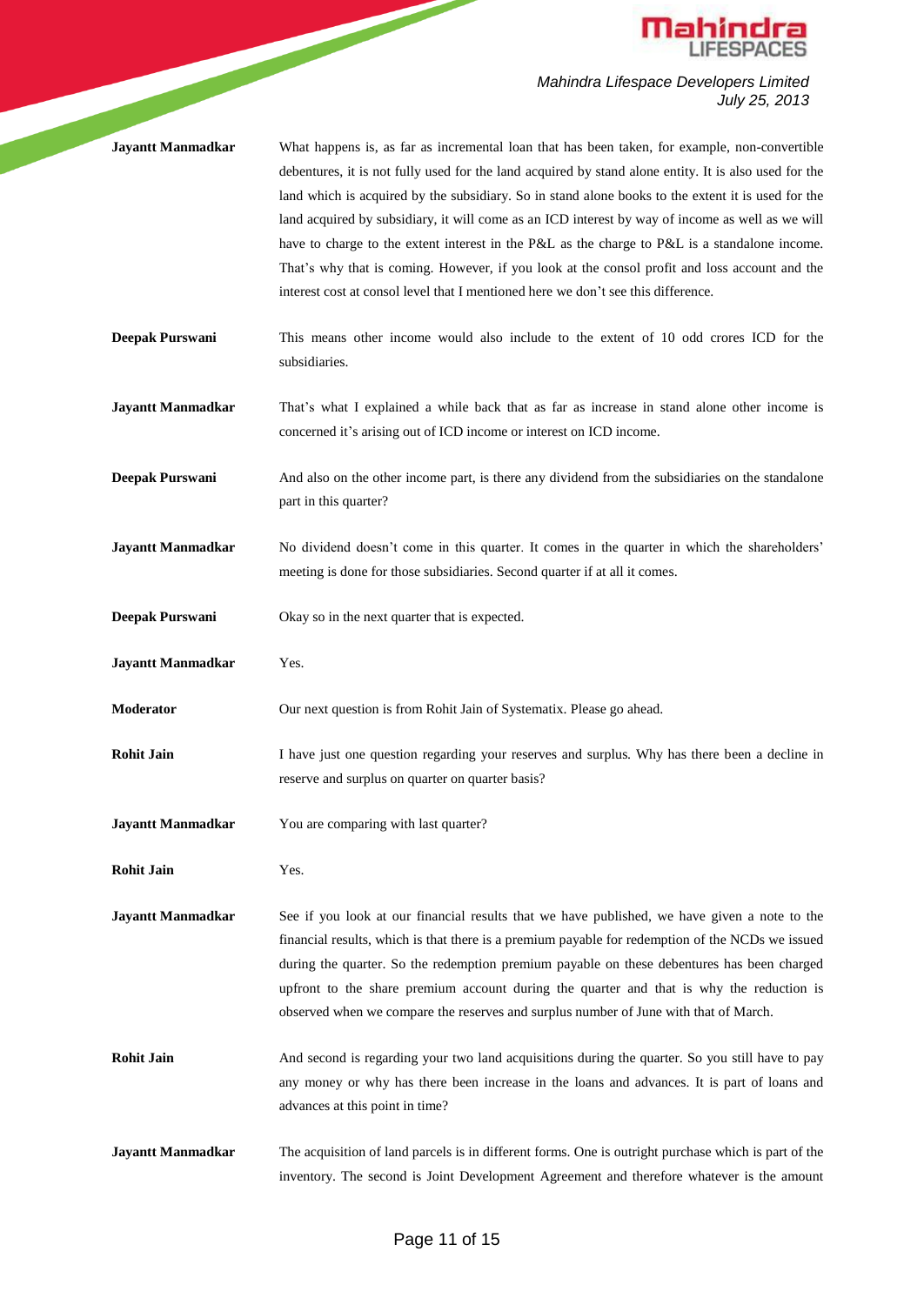**Jayantt Manmadkar** What happens is, as far as incremental loan that has been taken, for example, non-convertible debentures, it is not fully used for the land acquired by stand alone entity. It is also used for the land which is acquired by the subsidiary. So in stand alone books to the extent it is used for the land acquired by subsidiary, it will come as an ICD interest by way of income as well as we will have to charge to the extent interest in the P&L as the charge to P&L is a standalone income. That's why that is coming. However, if you look at the consol profit and loss account and the interest cost at consol level that I mentioned here we don't see this difference.

**Deepak Purswani** This means other income would also include to the extent of 10 odd crores ICD for the subsidiaries.

**Jayantt Manmadkar** That's what I explained a while back that as far as increase in stand alone other income is concerned it's arising out of ICD income or interest on ICD income.

**Deepak Purswani** And also on the other income part, is there any dividend from the subsidiaries on the standalone part in this quarter?

**Jayantt Manmadkar** No dividend doesn't come in this quarter. It comes in the quarter in which the shareholders' meeting is done for those subsidiaries. Second quarter if at all it comes.

**Deepak Purswani** Okay so in the next quarter that is expected.

**Jayantt Manmadkar** Yes.

**Moderator** Our next question is from Rohit Jain of Systematix. Please go ahead.

**Rohit Jain** I have just one question regarding your reserves and surplus. Why has there been a decline in reserve and surplus on quarter on quarter basis?

**Jayantt Manmadkar** You are comparing with last quarter?

**Rohit Jain** Yes.

**Jayantt Manmadkar** See if you look at our financial results that we have published, we have given a note to the financial results, which is that there is a premium payable for redemption of the NCDs we issued during the quarter. So the redemption premium payable on these debentures has been charged upfront to the share premium account during the quarter and that is why the reduction is observed when we compare the reserves and surplus number of June with that of March.

**Rohit Jain** And second is regarding your two land acquisitions during the quarter. So you still have to pay any money or why has there been increase in the loans and advances. It is part of loans and advances at this point in time?

**Jayantt Manmadkar** The acquisition of land parcels is in different forms. One is outright purchase which is part of the inventory. The second is Joint Development Agreement and therefore whatever is the amount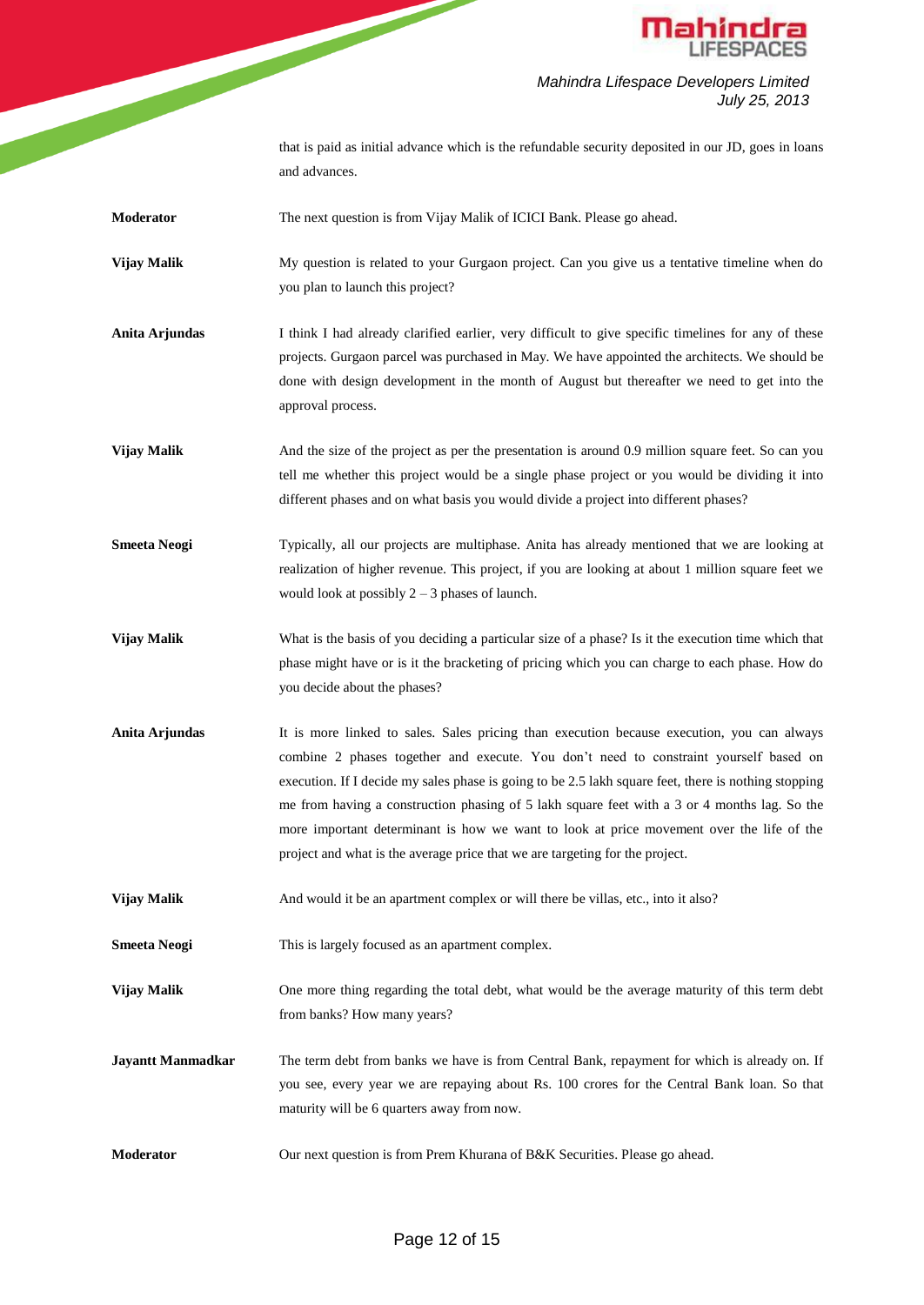that is paid as initial advance which is the refundable security deposited in our JD, goes in loans and advances.

**Moderator** The next question is from Vijay Malik of ICICI Bank. Please go ahead.

**Vijay Malik** My question is related to your Gurgaon project. Can you give us a tentative timeline when do you plan to launch this project?

**Anita Arjundas** I think I had already clarified earlier, very difficult to give specific timelines for any of these projects. Gurgaon parcel was purchased in May. We have appointed the architects. We should be done with design development in the month of August but thereafter we need to get into the approval process.

**Vijay Malik** And the size of the project as per the presentation is around 0.9 million square feet. So can you tell me whether this project would be a single phase project or you would be dividing it into different phases and on what basis you would divide a project into different phases?

**Smeeta Neogi** Typically, all our projects are multiphase. Anita has already mentioned that we are looking at realization of higher revenue. This project, if you are looking at about 1 million square feet we would look at possibly 2 – 3 phases of launch.

**Vijay Malik** What is the basis of you deciding a particular size of a phase? Is it the execution time which that phase might have or is it the bracketing of pricing which you can charge to each phase. How do you decide about the phases?

**Anita Arjundas** It is more linked to sales. Sales pricing than execution because execution, you can always combine 2 phases together and execute. You don't need to constraint yourself based on execution. If I decide my sales phase is going to be 2.5 lakh square feet, there is nothing stopping me from having a construction phasing of 5 lakh square feet with a 3 or 4 months lag. So the more important determinant is how we want to look at price movement over the life of the project and what is the average price that we are targeting for the project.

**Vijay Malik** And would it be an apartment complex or will there be villas, etc., into it also?

**Smeeta Neogi** This is largely focused as an apartment complex.

**Vijay Malik** One more thing regarding the total debt, what would be the average maturity of this term debt from banks? How many years?

**Jayantt Manmadkar** The term debt from banks we have is from Central Bank, repayment for which is already on. If you see, every year we are repaying about Rs. 100 crores for the Central Bank loan. So that maturity will be 6 quarters away from now.

**Moderator** Our next question is from Prem Khurana of B&K Securities. Please go ahead.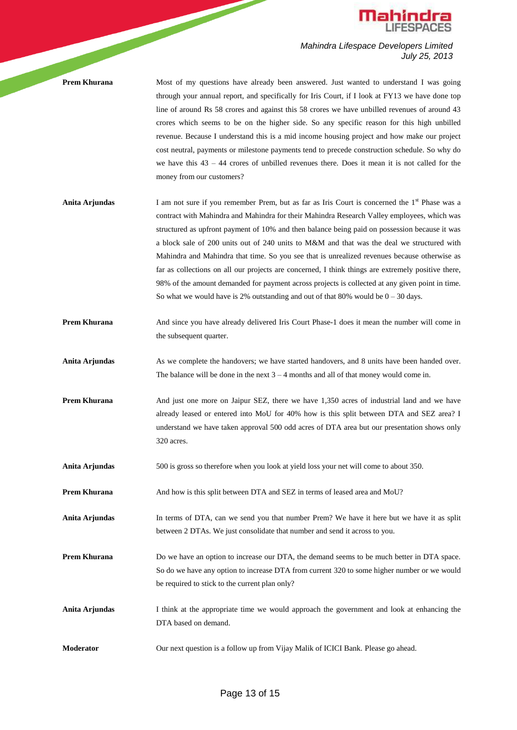**Prem Khurana** Most of my questions have already been answered. Just wanted to understand I was going through your annual report, and specifically for Iris Court, if I look at FY13 we have done top line of around Rs 58 crores and against this 58 crores we have unbilled revenues of around 43 crores which seems to be on the higher side. So any specific reason for this high unbilled revenue. Because I understand this is a mid income housing project and how make our project cost neutral, payments or milestone payments tend to precede construction schedule. So why do we have this 43 – 44 crores of unbilled revenues there. Does it mean it is not called for the money from our customers?

**Anita Arjundas** I am not sure if you remember Prem, but as far as Iris Court is concerned the 1st Phase was a contract with Mahindra and Mahindra for their Mahindra Research Valley employees, which was structured as upfront payment of 10% and then balance being paid on possession because it was a block sale of 200 units out of 240 units to M&M and that was the deal we structured with Mahindra and Mahindra that time. So you see that is unrealized revenues because otherwise as far as collections on all our projects are concerned, I think things are extremely positive there, 98% of the amount demanded for payment across projects is collected at any given point in time. So what we would have is 2% outstanding and out of that 80% would be 0 – 30 days.

**Prem Khurana** And since you have already delivered Iris Court Phase-1 does it mean the number will come in the subsequent quarter.

**Anita Arjundas** As we complete the handovers; we have started handovers, and 8 units have been handed over. The balance will be done in the next 3 – 4 months and all of that money would come in.

**Prem Khurana** And just one more on Jaipur SEZ, there we have 1,350 acres of industrial land and we have already leased or entered into MoU for 40% how is this split between DTA and SEZ area? I understand we have taken approval 500 odd acres of DTA area but our presentation shows only 320 acres.

**Anita Arjundas** 500 is gross so therefore when you look at yield loss your net will come to about 350.

**Prem Khurana** And how is this split between DTA and SEZ in terms of leased area and MoU?

**Anita Arjundas** In terms of DTA, can we send you that number Prem? We have it here but we have it as split between 2 DTAs. We just consolidate that number and send it across to you.

**Prem Khurana** Do we have an option to increase our DTA, the demand seems to be much better in DTA space. So do we have any option to increase DTA from current 320 to some higher number or we would be required to stick to the current plan only?

**Anita Arjundas** I think at the appropriate time we would approach the government and look at enhancing the DTA based on demand.

**Moderator** Our next question is a follow up from Vijay Malik of ICICI Bank. Please go ahead.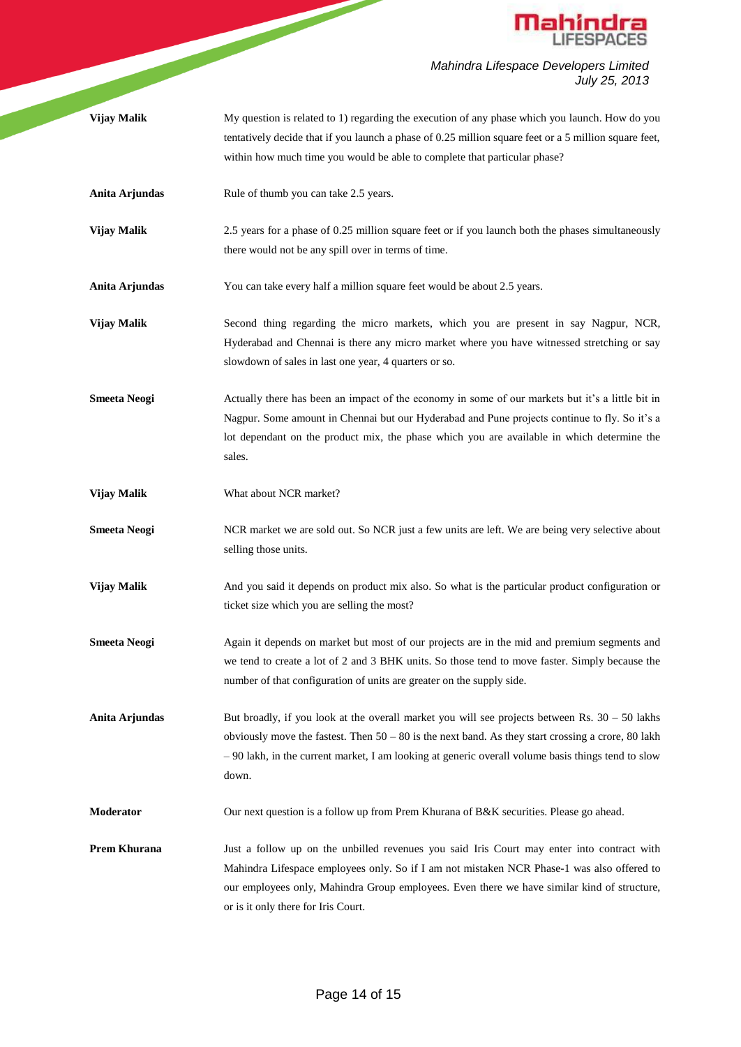**Vijay Malik** My question is related to 1) regarding the execution of any phase which you launch. How do you tentatively decide that if you launch a phase of 0.25 million square feet or a 5 million square feet, within how much time you would be able to complete that particular phase?

**Anita Arjundas** Rule of thumb you can take 2.5 years.

**Vijay Malik** 2.5 years for a phase of 0.25 million square feet or if you launch both the phases simultaneously there would not be any spill over in terms of time.

**Anita Arjundas** You can take every half a million square feet would be about 2.5 years.

**Vijay Malik** Second thing regarding the micro markets, which you are present in say Nagpur, NCR, Hyderabad and Chennai is there any micro market where you have witnessed stretching or say slowdown of sales in last one year, 4 quarters or so.

**Smeeta Neogi** Actually there has been an impact of the economy in some of our markets but it's a little bit in Nagpur. Some amount in Chennai but our Hyderabad and Pune projects continue to fly. So it's a lot dependant on the product mix, the phase which you are available in which determine the sales.

**Vijay Malik** What about NCR market?

**Smeeta Neogi** NCR market we are sold out. So NCR just a few units are left. We are being very selective about selling those units.

**Vijay Malik** And you said it depends on product mix also. So what is the particular product configuration or ticket size which you are selling the most?

**Smeeta Neogi** Again it depends on market but most of our projects are in the mid and premium segments and we tend to create a lot of 2 and 3 BHK units. So those tend to move faster. Simply because the number of that configuration of units are greater on the supply side.

**Anita Arjundas** But broadly, if you look at the overall market you will see projects between Rs. 30 – 50 lakhs obviously move the fastest. Then 50 – 80 is the next band. As they start crossing a crore, 80 lakh – 90 lakh, in the current market, I am looking at generic overall volume basis things tend to slow down.

**Moderator** Our next question is a follow up from Prem Khurana of B&K securities. Please go ahead.

**Prem Khurana** Just a follow up on the unbilled revenues you said Iris Court may enter into contract with Mahindra Lifespace employees only. So if I am not mistaken NCR Phase-1 was also offered to our employees only, Mahindra Group employees. Even there we have similar kind of structure, or is it only there for Iris Court.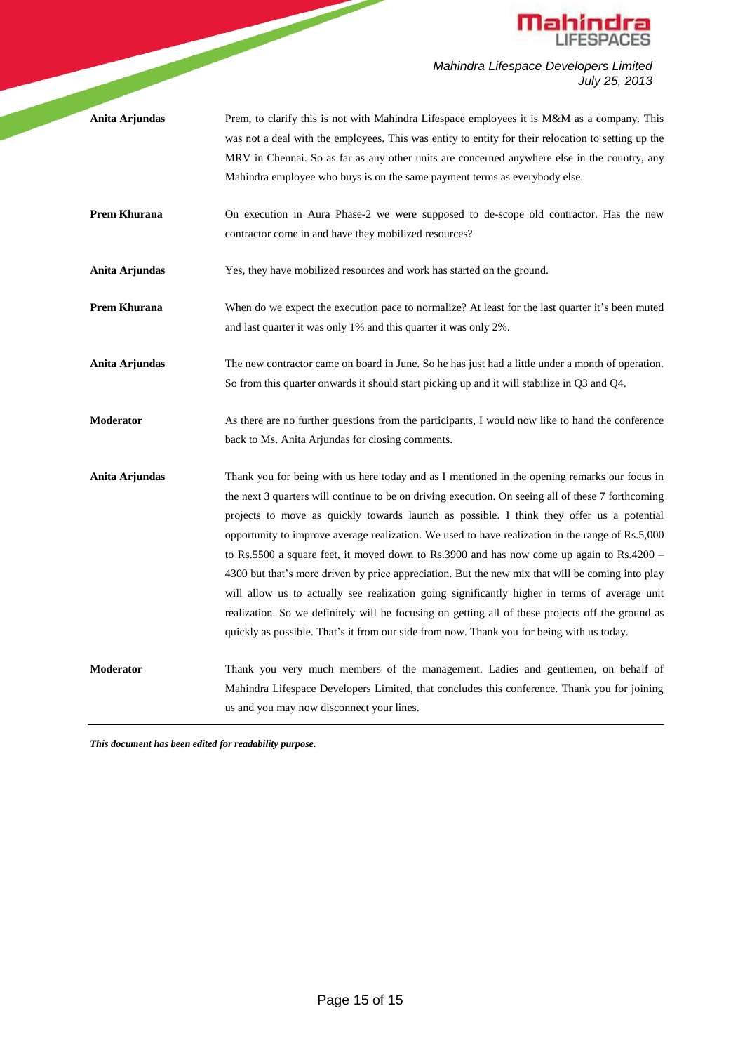**Anita Arjundas** Prem, to clarify this is not with Mahindra Lifespace employees it is M&M as a company. This was not a deal with the employees. This was entity to entity for their relocation to setting up the MRV in Chennai. So as far as any other units are concerned anywhere else in the country, any Mahindra employee who buys is on the same payment terms as everybody else.

**Prem Khurana** On execution in Aura Phase-2 we were supposed to de-scope old contractor. Has the new contractor come in and have they mobilized resources?

**Anita Arjundas** Yes, they have mobilized resources and work has started on the ground.

**Prem Khurana** When do we expect the execution pace to normalize? At least for the last quarter it's been muted and last quarter it was only 1% and this quarter it was only 2%.

**Anita Arjundas** The new contractor came on board in June. So he has just had a little under a month of operation. So from this quarter onwards it should start picking up and it will stabilize in Q3 and Q4.

**Moderator** As there are no further questions from the participants, I would now like to hand the conference back to Ms. Anita Arjundas for closing comments.

**Anita Arjundas** Thank you for being with us here today and as I mentioned in the opening remarks our focus in the next 3 quarters will continue to be on driving execution. On seeing all of these 7 forthcoming projects to move as quickly towards launch as possible. I think they offer us a potential opportunity to improve average realization. We used to have realization in the range of Rs.5,000 to Rs.5500 a square feet, it moved down to Rs.3900 and has now come up again to Rs.4200 – 4300 but that's more driven by price appreciation. But the new mix that will be coming into play will allow us to actually see realization going significantly higher in terms of average unit realization. So we definitely will be focusing on getting all of these projects off the ground as quickly as possible. That's it from our side from now. Thank you for being with us today.

**Moderator** Thank you very much members of the management. Ladies and gentlemen, on behalf of Mahindra Lifespace Developers Limited, that concludes this conference. Thank you for joining us and you may now disconnect your lines.

---

***This document has been edited for readability purpose.***